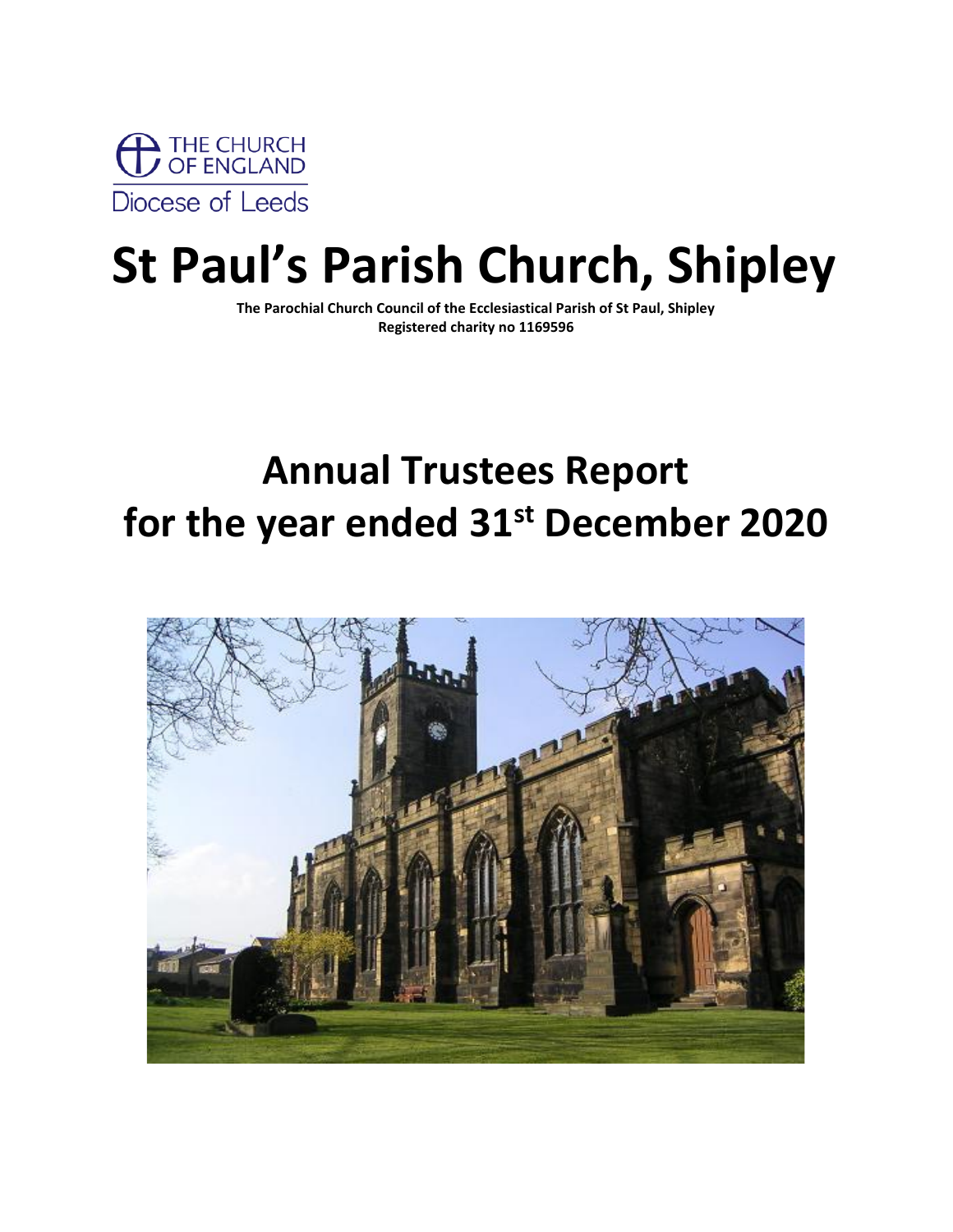THE CHURCH OF ENGLAND

Diocese of Leeds

# St Paul's Parish Church, Shipley

**The Parochial Church Council of the Ecclesiastical Parish of St Paul, Shipley**
**Registered charity no 1169596**

# Annual Trustees Report for the year ended 31st December 2020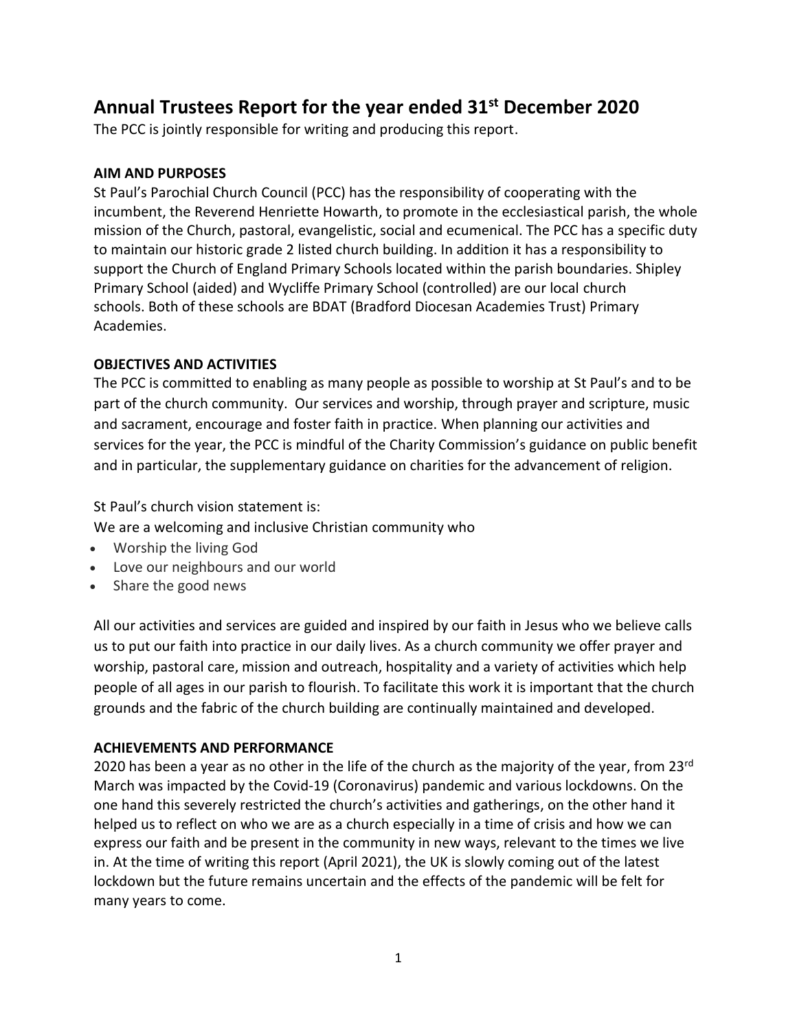# Annual Trustees Report for the year ended 31st December 2020

The PCC is jointly responsible for writing and producing this report.

**AIM AND PURPOSES**

St Paul's Parochial Church Council (PCC) has the responsibility of cooperating with the incumbent, the Reverend Henriette Howarth, to promote in the ecclesiastical parish, the whole mission of the Church, pastoral, evangelistic, social and ecumenical. The PCC has a specific duty to maintain our historic grade 2 listed church building. In addition it has a responsibility to support the Church of England Primary Schools located within the parish boundaries. Shipley Primary School (aided) and Wycliffe Primary School (controlled) are our local church schools. Both of these schools are BDAT (Bradford Diocesan Academies Trust) Primary Academies.

**OBJECTIVES AND ACTIVITIES**

The PCC is committed to enabling as many people as possible to worship at St Paul's and to be part of the church community. Our services and worship, through prayer and scripture, music and sacrament, encourage and foster faith in practice. When planning our activities and services for the year, the PCC is mindful of the Charity Commission's guidance on public benefit and in particular, the supplementary guidance on charities for the advancement of religion.

St Paul's church vision statement is:

We are a welcoming and inclusive Christian community who

- Worship the living God
- Love our neighbours and our world
- Share the good news

All our activities and services are guided and inspired by our faith in Jesus who we believe calls us to put our faith into practice in our daily lives. As a church community we offer prayer and worship, pastoral care, mission and outreach, hospitality and a variety of activities which help people of all ages in our parish to flourish. To facilitate this work it is important that the church grounds and the fabric of the church building are continually maintained and developed.

**ACHIEVEMENTS AND PERFORMANCE**

2020 has been a year as no other in the life of the church as the majority of the year, from 23rd March was impacted by the Covid-19 (Coronavirus) pandemic and various lockdowns. On the one hand this severely restricted the church's activities and gatherings, on the other hand it helped us to reflect on who we are as a church especially in a time of crisis and how we can express our faith and be present in the community in new ways, relevant to the times we live in. At the time of writing this report (April 2021), the UK is slowly coming out of the latest lockdown but the future remains uncertain and the effects of the pandemic will be felt for many years to come.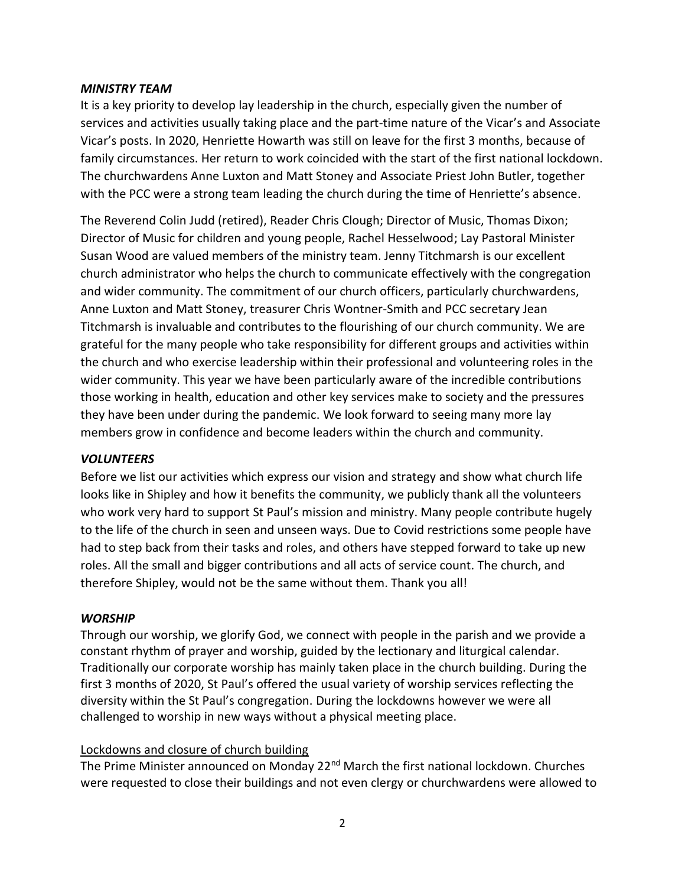### *MINISTRY TEAM*

It is a key priority to develop lay leadership in the church, especially given the number of services and activities usually taking place and the part-time nature of the Vicar's and Associate Vicar's posts. In 2020, Henriette Howarth was still on leave for the first 3 months, because of family circumstances. Her return to work coincided with the start of the first national lockdown. The churchwardens Anne Luxton and Matt Stoney and Associate Priest John Butler, together with the PCC were a strong team leading the church during the time of Henriette's absence.

The Reverend Colin Judd (retired), Reader Chris Clough; Director of Music, Thomas Dixon; Director of Music for children and young people, Rachel Hesselwood; Lay Pastoral Minister Susan Wood are valued members of the ministry team. Jenny Titchmarsh is our excellent church administrator who helps the church to communicate effectively with the congregation and wider community. The commitment of our church officers, particularly churchwardens, Anne Luxton and Matt Stoney, treasurer Chris Wontner-Smith and PCC secretary Jean Titchmarsh is invaluable and contributes to the flourishing of our church community. We are grateful for the many people who take responsibility for different groups and activities within the church and who exercise leadership within their professional and volunteering roles in the wider community. This year we have been particularly aware of the incredible contributions those working in health, education and other key services make to society and the pressures they have been under during the pandemic. We look forward to seeing many more lay members grow in confidence and become leaders within the church and community.

### *VOLUNTEERS*

Before we list our activities which express our vision and strategy and show what church life looks like in Shipley and how it benefits the community, we publicly thank all the volunteers who work very hard to support St Paul's mission and ministry. Many people contribute hugely to the life of the church in seen and unseen ways. Due to Covid restrictions some people have had to step back from their tasks and roles, and others have stepped forward to take up new roles. All the small and bigger contributions and all acts of service count. The church, and therefore Shipley, would not be the same without them. Thank you all!

### *WORSHIP*

Through our worship, we glorify God, we connect with people in the parish and we provide a constant rhythm of prayer and worship, guided by the lectionary and liturgical calendar. Traditionally our corporate worship has mainly taken place in the church building. During the first 3 months of 2020, St Paul's offered the usual variety of worship services reflecting the diversity within the St Paul's congregation. During the lockdowns however we were all challenged to worship in new ways without a physical meeting place.

#### Lockdowns and closure of church building

The Prime Minister announced on Monday 22nd March the first national lockdown. Churches were requested to close their buildings and not even clergy or churchwardens were allowed to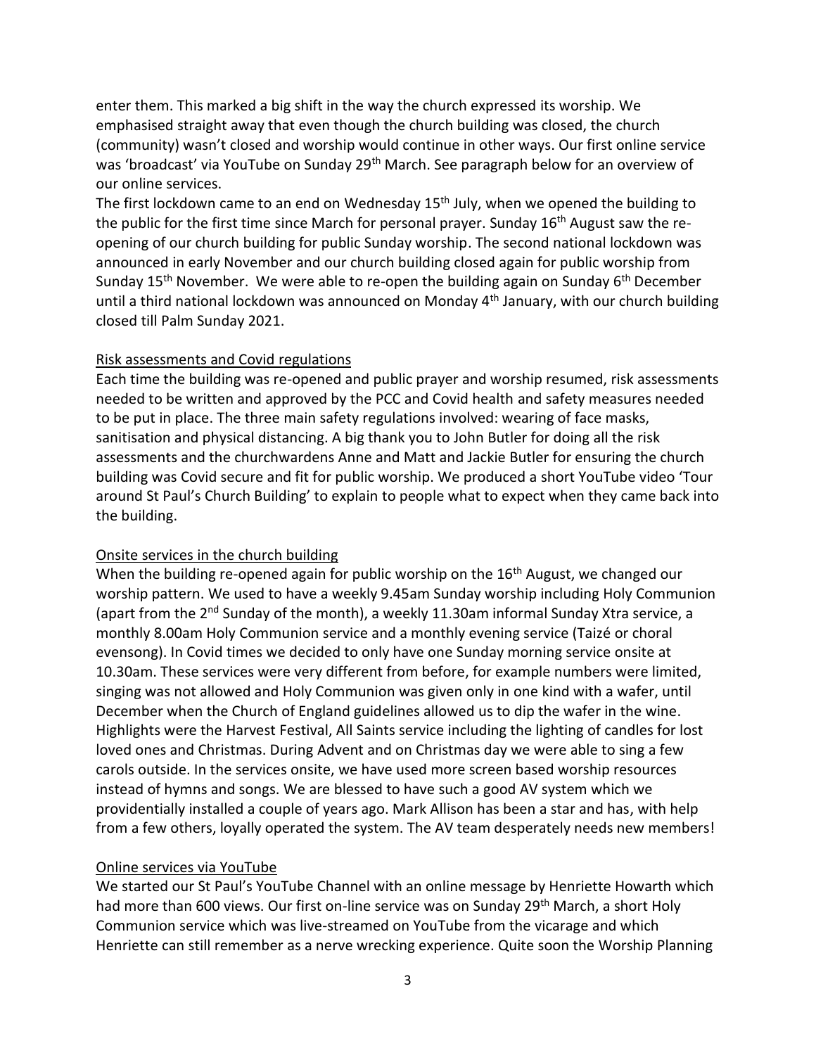enter them. This marked a big shift in the way the church expressed its worship. We emphasised straight away that even though the church building was closed, the church (community) wasn't closed and worship would continue in other ways. Our first online service was 'broadcast' via YouTube on Sunday 29th March. See paragraph below for an overview of our online services.

The first lockdown came to an end on Wednesday 15th July, when we opened the building to the public for the first time since March for personal prayer. Sunday 16th August saw the re-opening of our church building for public Sunday worship. The second national lockdown was announced in early November and our church building closed again for public worship from Sunday 15th November. We were able to re-open the building again on Sunday 6th December until a third national lockdown was announced on Monday 4th January, with our church building closed till Palm Sunday 2021.

## Risk assessments and Covid regulations

Each time the building was re-opened and public prayer and worship resumed, risk assessments needed to be written and approved by the PCC and Covid health and safety measures needed to be put in place. The three main safety regulations involved: wearing of face masks, sanitisation and physical distancing. A big thank you to John Butler for doing all the risk assessments and the churchwardens Anne and Matt and Jackie Butler for ensuring the church building was Covid secure and fit for public worship. We produced a short YouTube video 'Tour around St Paul's Church Building' to explain to people what to expect when they came back into the building.

## Onsite services in the church building

When the building re-opened again for public worship on the 16th August, we changed our worship pattern. We used to have a weekly 9.45am Sunday worship including Holy Communion (apart from the 2nd Sunday of the month), a weekly 11.30am informal Sunday Xtra service, a monthly 8.00am Holy Communion service and a monthly evening service (Taizé or choral evensong). In Covid times we decided to only have one Sunday morning service onsite at 10.30am. These services were very different from before, for example numbers were limited, singing was not allowed and Holy Communion was given only in one kind with a wafer, until December when the Church of England guidelines allowed us to dip the wafer in the wine. Highlights were the Harvest Festival, All Saints service including the lighting of candles for lost loved ones and Christmas. During Advent and on Christmas day we were able to sing a few carols outside. In the services onsite, we have used more screen based worship resources instead of hymns and songs. We are blessed to have such a good AV system which we providentially installed a couple of years ago. Mark Allison has been a star and has, with help from a few others, loyally operated the system. The AV team desperately needs new members!

## Online services via YouTube

We started our St Paul's YouTube Channel with an online message by Henriette Howarth which had more than 600 views. Our first on-line service was on Sunday 29th March, a short Holy Communion service which was live-streamed on YouTube from the vicarage and which Henriette can still remember as a nerve wrecking experience. Quite soon the Worship Planning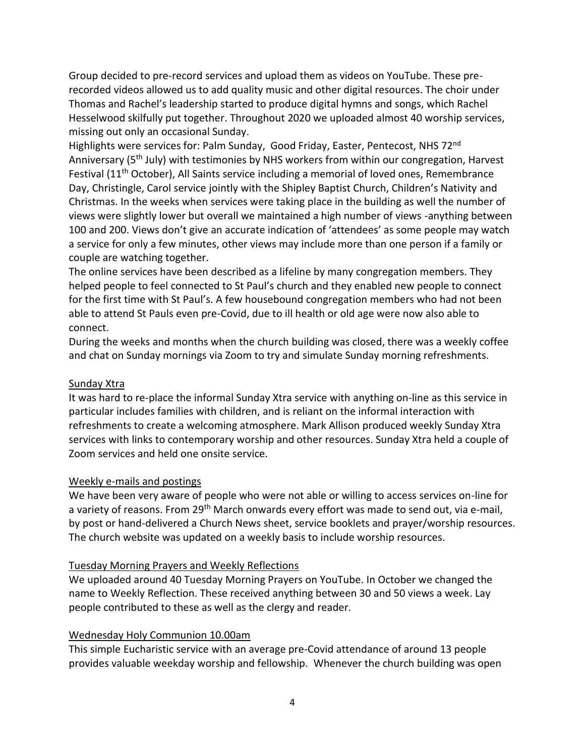Group decided to pre-record services and upload them as videos on YouTube. These pre-recorded videos allowed us to add quality music and other digital resources. The choir under Thomas and Rachel's leadership started to produce digital hymns and songs, which Rachel Hesselwood skilfully put together. Throughout 2020 we uploaded almost 40 worship services, missing out only an occasional Sunday.

Highlights were services for: Palm Sunday, Good Friday, Easter, Pentecost, NHS 72nd Anniversary (5th July) with testimonies by NHS workers from within our congregation, Harvest Festival (11th October), All Saints service including a memorial of loved ones, Remembrance Day, Christingle, Carol service jointly with the Shipley Baptist Church, Children's Nativity and Christmas. In the weeks when services were taking place in the building as well the number of views were slightly lower but overall we maintained a high number of views -anything between 100 and 200. Views don't give an accurate indication of 'attendees' as some people may watch a service for only a few minutes, other views may include more than one person if a family or couple are watching together.

The online services have been described as a lifeline by many congregation members. They helped people to feel connected to St Paul's church and they enabled new people to connect for the first time with St Paul's. A few housebound congregation members who had not been able to attend St Pauls even pre-Covid, due to ill health or old age were now also able to connect.

During the weeks and months when the church building was closed, there was a weekly coffee and chat on Sunday mornings via Zoom to try and simulate Sunday morning refreshments.

<u>Sunday Xtra</u>

It was hard to re-place the informal Sunday Xtra service with anything on-line as this service in particular includes families with children, and is reliant on the informal interaction with refreshments to create a welcoming atmosphere. Mark Allison produced weekly Sunday Xtra services with links to contemporary worship and other resources. Sunday Xtra held a couple of Zoom services and held one onsite service.

<u>Weekly e-mails and postings</u>

We have been very aware of people who were not able or willing to access services on-line for a variety of reasons. From 29th March onwards every effort was made to send out, via e-mail, by post or hand-delivered a Church News sheet, service booklets and prayer/worship resources. The church website was updated on a weekly basis to include worship resources.

<u>Tuesday Morning Prayers and Weekly Reflections</u>

We uploaded around 40 Tuesday Morning Prayers on YouTube. In October we changed the name to Weekly Reflection. These received anything between 30 and 50 views a week. Lay people contributed to these as well as the clergy and reader.

<u>Wednesday Holy Communion 10.00am</u>

This simple Eucharistic service with an average pre-Covid attendance of around 13 people provides valuable weekday worship and fellowship. Whenever the church building was open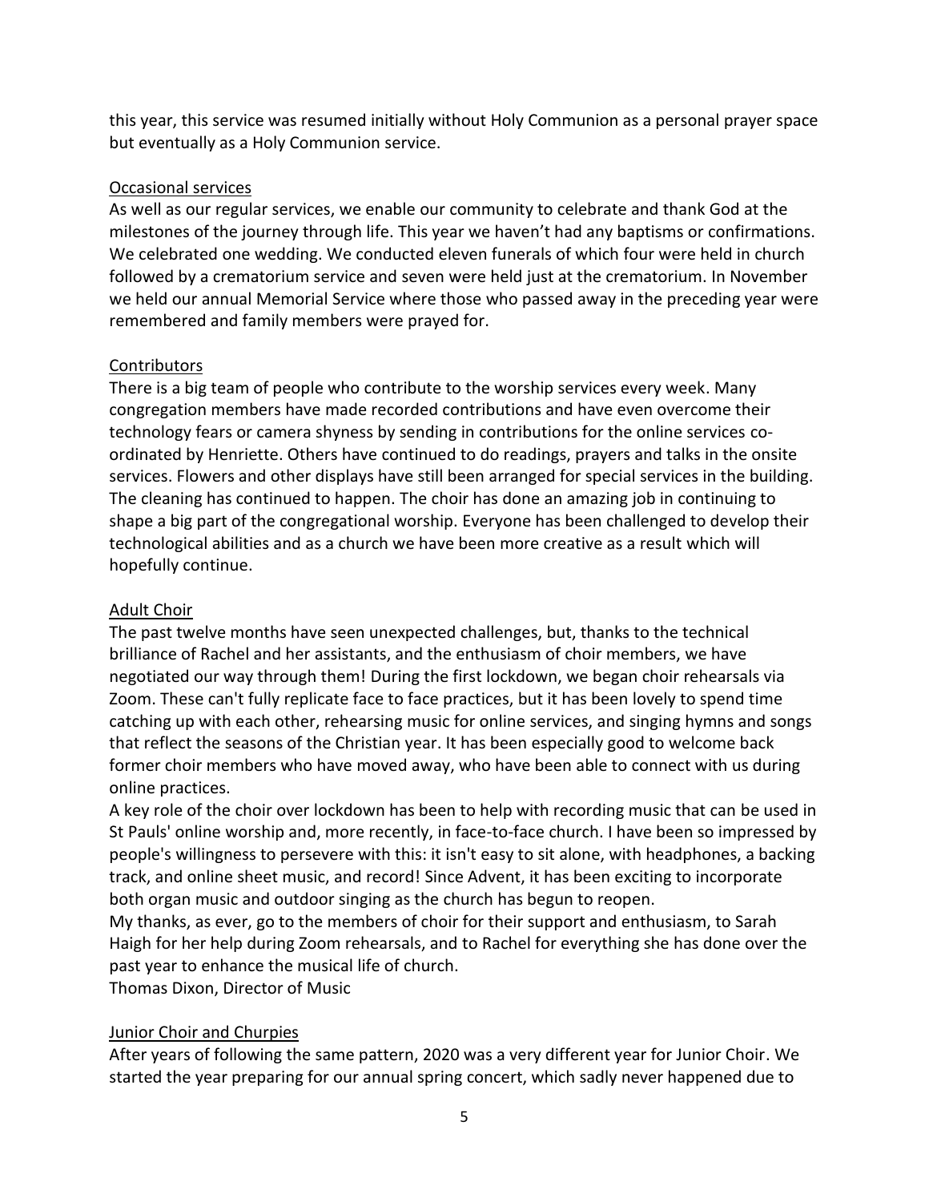this year, this service was resumed initially without Holy Communion as a personal prayer space but eventually as a Holy Communion service.

## Occasional services

As well as our regular services, we enable our community to celebrate and thank God at the milestones of the journey through life. This year we haven't had any baptisms or confirmations. We celebrated one wedding. We conducted eleven funerals of which four were held in church followed by a crematorium service and seven were held just at the crematorium. In November we held our annual Memorial Service where those who passed away in the preceding year were remembered and family members were prayed for.

## Contributors

There is a big team of people who contribute to the worship services every week. Many congregation members have made recorded contributions and have even overcome their technology fears or camera shyness by sending in contributions for the online services co-ordinated by Henriette. Others have continued to do readings, prayers and talks in the onsite services. Flowers and other displays have still been arranged for special services in the building. The cleaning has continued to happen. The choir has done an amazing job in continuing to shape a big part of the congregational worship. Everyone has been challenged to develop their technological abilities and as a church we have been more creative as a result which will hopefully continue.

## Adult Choir

The past twelve months have seen unexpected challenges, but, thanks to the technical brilliance of Rachel and her assistants, and the enthusiasm of choir members, we have negotiated our way through them! During the first lockdown, we began choir rehearsals via Zoom. These can't fully replicate face to face practices, but it has been lovely to spend time catching up with each other, rehearsing music for online services, and singing hymns and songs that reflect the seasons of the Christian year. It has been especially good to welcome back former choir members who have moved away, who have been able to connect with us during online practices.

A key role of the choir over lockdown has been to help with recording music that can be used in St Pauls' online worship and, more recently, in face-to-face church. I have been so impressed by people's willingness to persevere with this: it isn't easy to sit alone, with headphones, a backing track, and online sheet music, and record! Since Advent, it has been exciting to incorporate both organ music and outdoor singing as the church has begun to reopen.

My thanks, as ever, go to the members of choir for their support and enthusiasm, to Sarah Haigh for her help during Zoom rehearsals, and to Rachel for everything she has done over the past year to enhance the musical life of church.

Thomas Dixon, Director of Music

## Junior Choir and Churpies

After years of following the same pattern, 2020 was a very different year for Junior Choir. We started the year preparing for our annual spring concert, which sadly never happened due to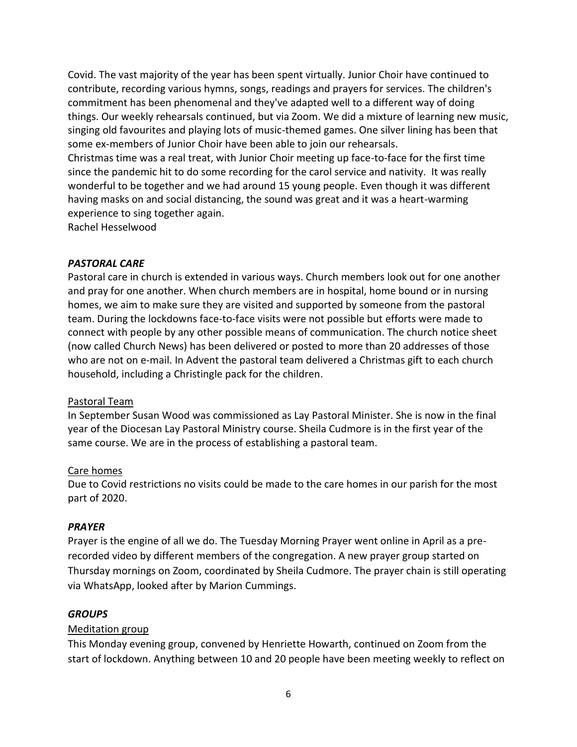Covid. The vast majority of the year has been spent virtually. Junior Choir have continued to contribute, recording various hymns, songs, readings and prayers for services. The children's commitment has been phenomenal and they've adapted well to a different way of doing things. Our weekly rehearsals continued, but via Zoom. We did a mixture of learning new music, singing old favourites and playing lots of music-themed games. One silver lining has been that some ex-members of Junior Choir have been able to join our rehearsals.
Christmas time was a real treat, with Junior Choir meeting up face-to-face for the first time since the pandemic hit to do some recording for the carol service and nativity. It was really wonderful to be together and we had around 15 young people. Even though it was different having masks on and social distancing, the sound was great and it was a heart-warming experience to sing together again.
Rachel Hesselwood

## *PASTORAL CARE*

Pastoral care in church is extended in various ways. Church members look out for one another and pray for one another. When church members are in hospital, home bound or in nursing homes, we aim to make sure they are visited and supported by someone from the pastoral team. During the lockdowns face-to-face visits were not possible but efforts were made to connect with people by any other possible means of communication. The church notice sheet (now called Church News) has been delivered or posted to more than 20 addresses of those who are not on e-mail. In Advent the pastoral team delivered a Christmas gift to each church household, including a Christingle pack for the children.

### Pastoral Team

In September Susan Wood was commissioned as Lay Pastoral Minister. She is now in the final year of the Diocesan Lay Pastoral Ministry course. Sheila Cudmore is in the first year of the same course. We are in the process of establishing a pastoral team.

### Care homes

Due to Covid restrictions no visits could be made to the care homes in our parish for the most part of 2020.

## *PRAYER*

Prayer is the engine of all we do. The Tuesday Morning Prayer went online in April as a pre-recorded video by different members of the congregation. A new prayer group started on Thursday mornings on Zoom, coordinated by Sheila Cudmore. The prayer chain is still operating via WhatsApp, looked after by Marion Cummings.

## *GROUPS*

### Meditation group

This Monday evening group, convened by Henriette Howarth, continued on Zoom from the start of lockdown. Anything between 10 and 20 people have been meeting weekly to reflect on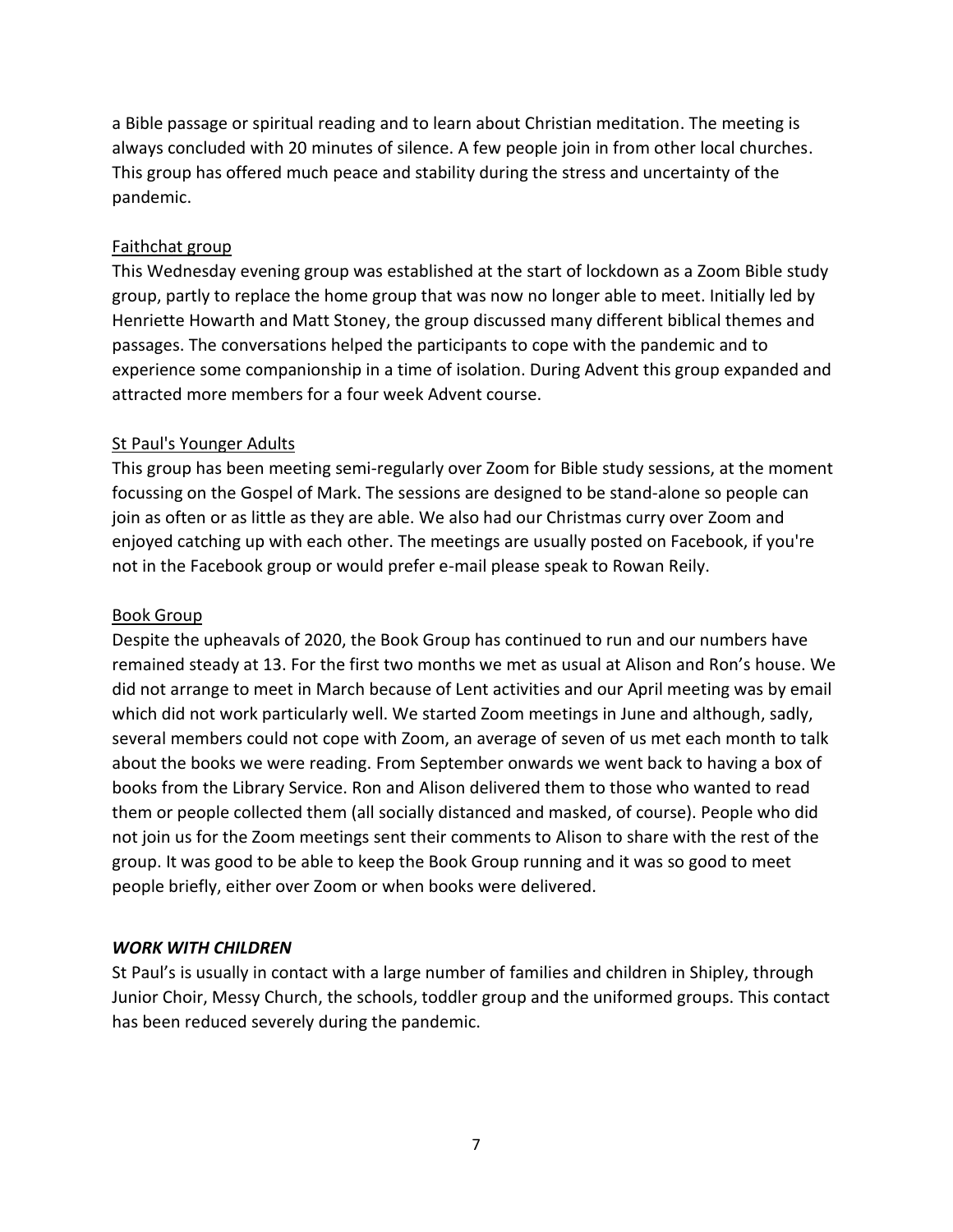a Bible passage or spiritual reading and to learn about Christian meditation. The meeting is always concluded with 20 minutes of silence. A few people join in from other local churches. This group has offered much peace and stability during the stress and uncertainty of the pandemic.

<u>Faithchat group</u>

This Wednesday evening group was established at the start of lockdown as a Zoom Bible study group, partly to replace the home group that was now no longer able to meet. Initially led by Henriette Howarth and Matt Stoney, the group discussed many different biblical themes and passages. The conversations helped the participants to cope with the pandemic and to experience some companionship in a time of isolation. During Advent this group expanded and attracted more members for a four week Advent course.

<u>St Paul's Younger Adults</u>

This group has been meeting semi-regularly over Zoom for Bible study sessions, at the moment focussing on the Gospel of Mark. The sessions are designed to be stand-alone so people can join as often or as little as they are able. We also had our Christmas curry over Zoom and enjoyed catching up with each other. The meetings are usually posted on Facebook, if you're not in the Facebook group or would prefer e-mail please speak to Rowan Reily.

<u>Book Group</u>

Despite the upheavals of 2020, the Book Group has continued to run and our numbers have remained steady at 13. For the first two months we met as usual at Alison and Ron's house. We did not arrange to meet in March because of Lent activities and our April meeting was by email which did not work particularly well. We started Zoom meetings in June and although, sadly, several members could not cope with Zoom, an average of seven of us met each month to talk about the books we were reading. From September onwards we went back to having a box of books from the Library Service. Ron and Alison delivered them to those who wanted to read them or people collected them (all socially distanced and masked, of course). People who did not join us for the Zoom meetings sent their comments to Alison to share with the rest of the group. It was good to be able to keep the Book Group running and it was so good to meet people briefly, either over Zoom or when books were delivered.

***WORK WITH CHILDREN***

St Paul's is usually in contact with a large number of families and children in Shipley, through Junior Choir, Messy Church, the schools, toddler group and the uniformed groups. This contact has been reduced severely during the pandemic.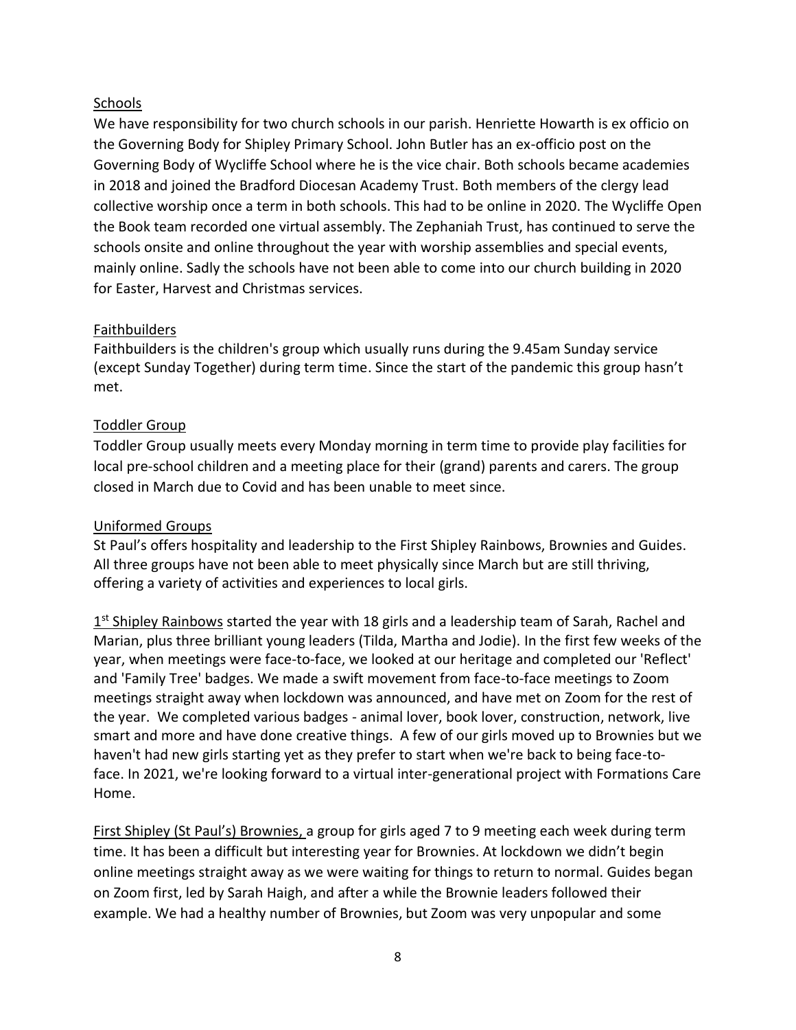## Schools

We have responsibility for two church schools in our parish. Henriette Howarth is ex officio on the Governing Body for Shipley Primary School. John Butler has an ex-officio post on the Governing Body of Wycliffe School where he is the vice chair. Both schools became academies in 2018 and joined the Bradford Diocesan Academy Trust. Both members of the clergy lead collective worship once a term in both schools. This had to be online in 2020. The Wycliffe Open the Book team recorded one virtual assembly. The Zephaniah Trust, has continued to serve the schools onsite and online throughout the year with worship assemblies and special events, mainly online. Sadly the schools have not been able to come into our church building in 2020 for Easter, Harvest and Christmas services.

## Faithbuilders

Faithbuilders is the children's group which usually runs during the 9.45am Sunday service (except Sunday Together) during term time. Since the start of the pandemic this group hasn't met.

## Toddler Group

Toddler Group usually meets every Monday morning in term time to provide play facilities for local pre-school children and a meeting place for their (grand) parents and carers. The group closed in March due to Covid and has been unable to meet since.

## Uniformed Groups

St Paul's offers hospitality and leadership to the First Shipley Rainbows, Brownies and Guides. All three groups have not been able to meet physically since March but are still thriving, offering a variety of activities and experiences to local girls.

1st Shipley Rainbows started the year with 18 girls and a leadership team of Sarah, Rachel and Marian, plus three brilliant young leaders (Tilda, Martha and Jodie). In the first few weeks of the year, when meetings were face-to-face, we looked at our heritage and completed our 'Reflect' and 'Family Tree' badges. We made a swift movement from face-to-face meetings to Zoom meetings straight away when lockdown was announced, and have met on Zoom for the rest of the year. We completed various badges - animal lover, book lover, construction, network, live smart and more and have done creative things. A few of our girls moved up to Brownies but we haven't had new girls starting yet as they prefer to start when we're back to being face-to-face. In 2021, we're looking forward to a virtual inter-generational project with Formations Care Home.

First Shipley (St Paul's) Brownies, a group for girls aged 7 to 9 meeting each week during term time. It has been a difficult but interesting year for Brownies. At lockdown we didn't begin online meetings straight away as we were waiting for things to return to normal. Guides began on Zoom first, led by Sarah Haigh, and after a while the Brownie leaders followed their example. We had a healthy number of Brownies, but Zoom was very unpopular and some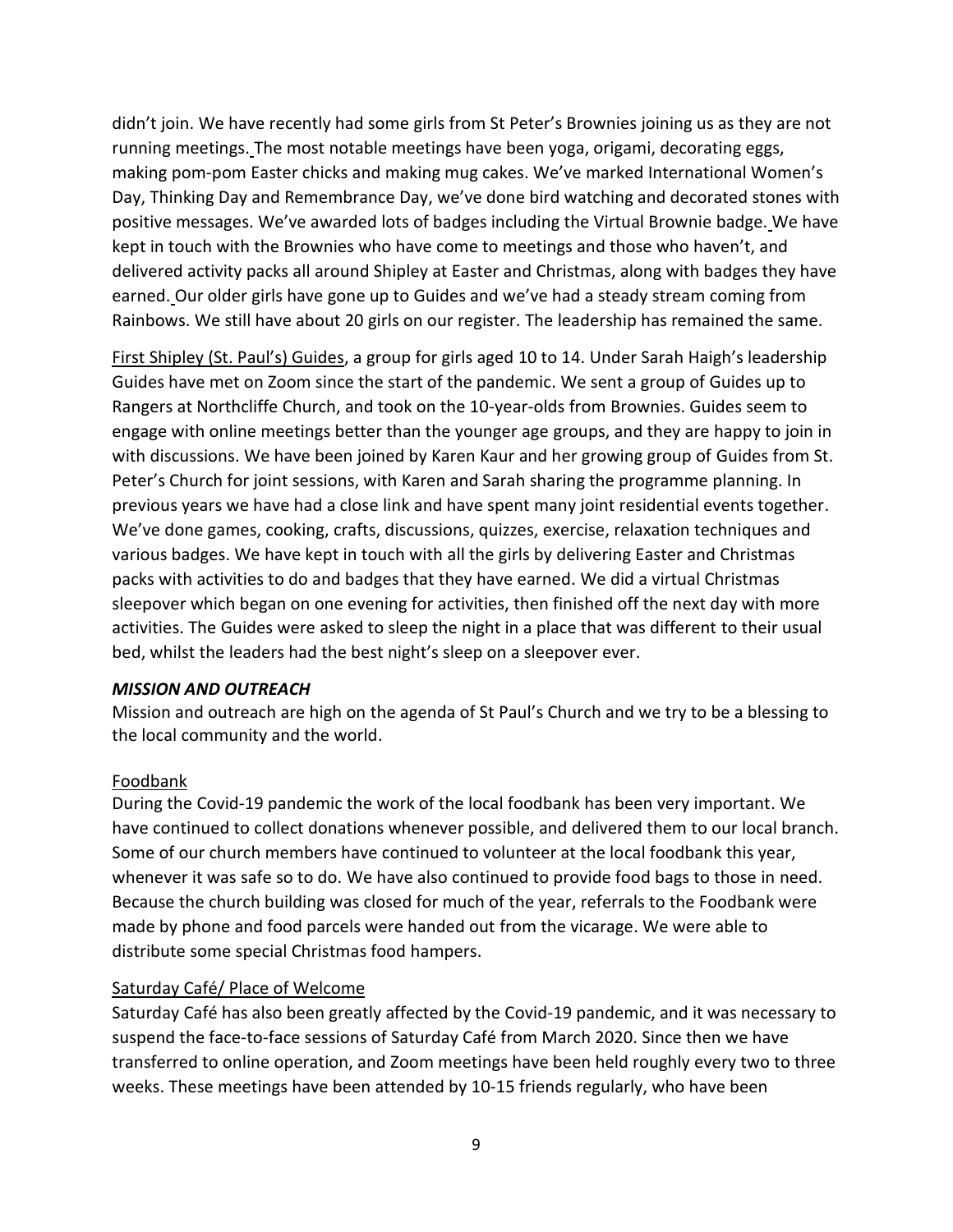didn't join. We have recently had some girls from St Peter's Brownies joining us as they are not running meetings. The most notable meetings have been yoga, origami, decorating eggs, making pom-pom Easter chicks and making mug cakes. We've marked International Women's Day, Thinking Day and Remembrance Day, we've done bird watching and decorated stones with positive messages. We've awarded lots of badges including the Virtual Brownie badge. We have kept in touch with the Brownies who have come to meetings and those who haven't, and delivered activity packs all around Shipley at Easter and Christmas, along with badges they have earned. Our older girls have gone up to Guides and we've had a steady stream coming from Rainbows. We still have about 20 girls on our register. The leadership has remained the same.

First Shipley (St. Paul's) Guides, a group for girls aged 10 to 14. Under Sarah Haigh's leadership Guides have met on Zoom since the start of the pandemic. We sent a group of Guides up to Rangers at Northcliffe Church, and took on the 10-year-olds from Brownies. Guides seem to engage with online meetings better than the younger age groups, and they are happy to join in with discussions. We have been joined by Karen Kaur and her growing group of Guides from St. Peter's Church for joint sessions, with Karen and Sarah sharing the programme planning. In previous years we have had a close link and have spent many joint residential events together. We've done games, cooking, crafts, discussions, quizzes, exercise, relaxation techniques and various badges. We have kept in touch with all the girls by delivering Easter and Christmas packs with activities to do and badges that they have earned. We did a virtual Christmas sleepover which began on one evening for activities, then finished off the next day with more activities. The Guides were asked to sleep the night in a place that was different to their usual bed, whilst the leaders had the best night's sleep on a sleepover ever.

***MISSION AND OUTREACH***

Mission and outreach are high on the agenda of St Paul's Church and we try to be a blessing to the local community and the world.

Foodbank

During the Covid-19 pandemic the work of the local foodbank has been very important. We have continued to collect donations whenever possible, and delivered them to our local branch. Some of our church members have continued to volunteer at the local foodbank this year, whenever it was safe so to do. We have also continued to provide food bags to those in need. Because the church building was closed for much of the year, referrals to the Foodbank were made by phone and food parcels were handed out from the vicarage. We were able to distribute some special Christmas food hampers.

Saturday Café/ Place of Welcome

Saturday Café has also been greatly affected by the Covid-19 pandemic, and it was necessary to suspend the face-to-face sessions of Saturday Café from March 2020. Since then we have transferred to online operation, and Zoom meetings have been held roughly every two to three weeks. These meetings have been attended by 10-15 friends regularly, who have been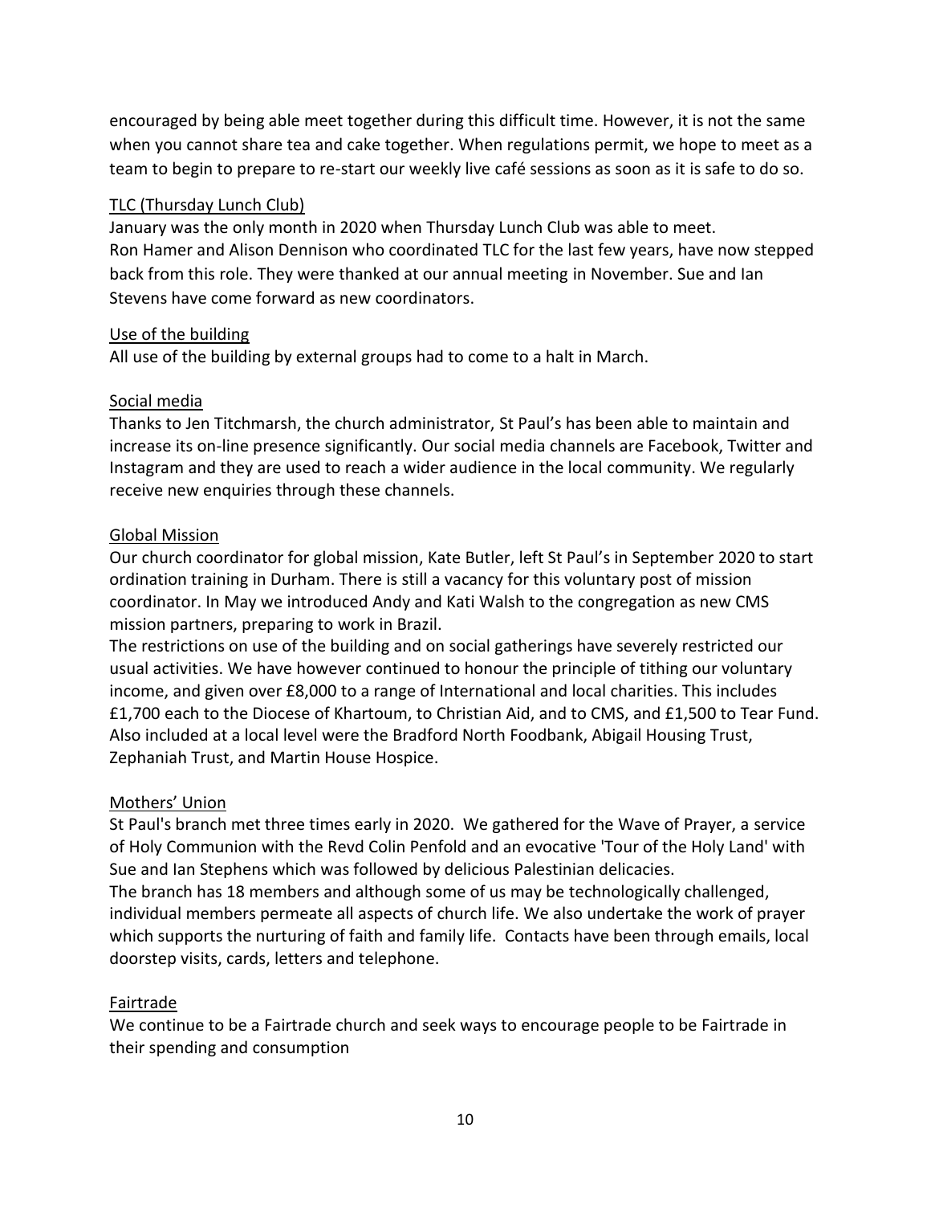encouraged by being able meet together during this difficult time. However, it is not the same when you cannot share tea and cake together. When regulations permit, we hope to meet as a team to begin to prepare to re-start our weekly live café sessions as soon as it is safe to do so.

### TLC (Thursday Lunch Club)

January was the only month in 2020 when Thursday Lunch Club was able to meet.
Ron Hamer and Alison Dennison who coordinated TLC for the last few years, have now stepped back from this role. They were thanked at our annual meeting in November. Sue and Ian Stevens have come forward as new coordinators.

### Use of the building

All use of the building by external groups had to come to a halt in March.

### Social media

Thanks to Jen Titchmarsh, the church administrator, St Paul's has been able to maintain and increase its on-line presence significantly. Our social media channels are Facebook, Twitter and Instagram and they are used to reach a wider audience in the local community. We regularly receive new enquiries through these channels.

### Global Mission

Our church coordinator for global mission, Kate Butler, left St Paul's in September 2020 to start ordination training in Durham. There is still a vacancy for this voluntary post of mission coordinator. In May we introduced Andy and Kati Walsh to the congregation as new CMS mission partners, preparing to work in Brazil.
The restrictions on use of the building and on social gatherings have severely restricted our usual activities. We have however continued to honour the principle of tithing our voluntary income, and given over £8,000 to a range of International and local charities. This includes £1,700 each to the Diocese of Khartoum, to Christian Aid, and to CMS, and £1,500 to Tear Fund. Also included at a local level were the Bradford North Foodbank, Abigail Housing Trust, Zephaniah Trust, and Martin House Hospice.

### Mothers' Union

St Paul's branch met three times early in 2020. We gathered for the Wave of Prayer, a service of Holy Communion with the Revd Colin Penfold and an evocative 'Tour of the Holy Land' with Sue and Ian Stephens which was followed by delicious Palestinian delicacies.
The branch has 18 members and although some of us may be technologically challenged, individual members permeate all aspects of church life. We also undertake the work of prayer which supports the nurturing of faith and family life. Contacts have been through emails, local doorstep visits, cards, letters and telephone.

### Fairtrade

We continue to be a Fairtrade church and seek ways to encourage people to be Fairtrade in their spending and consumption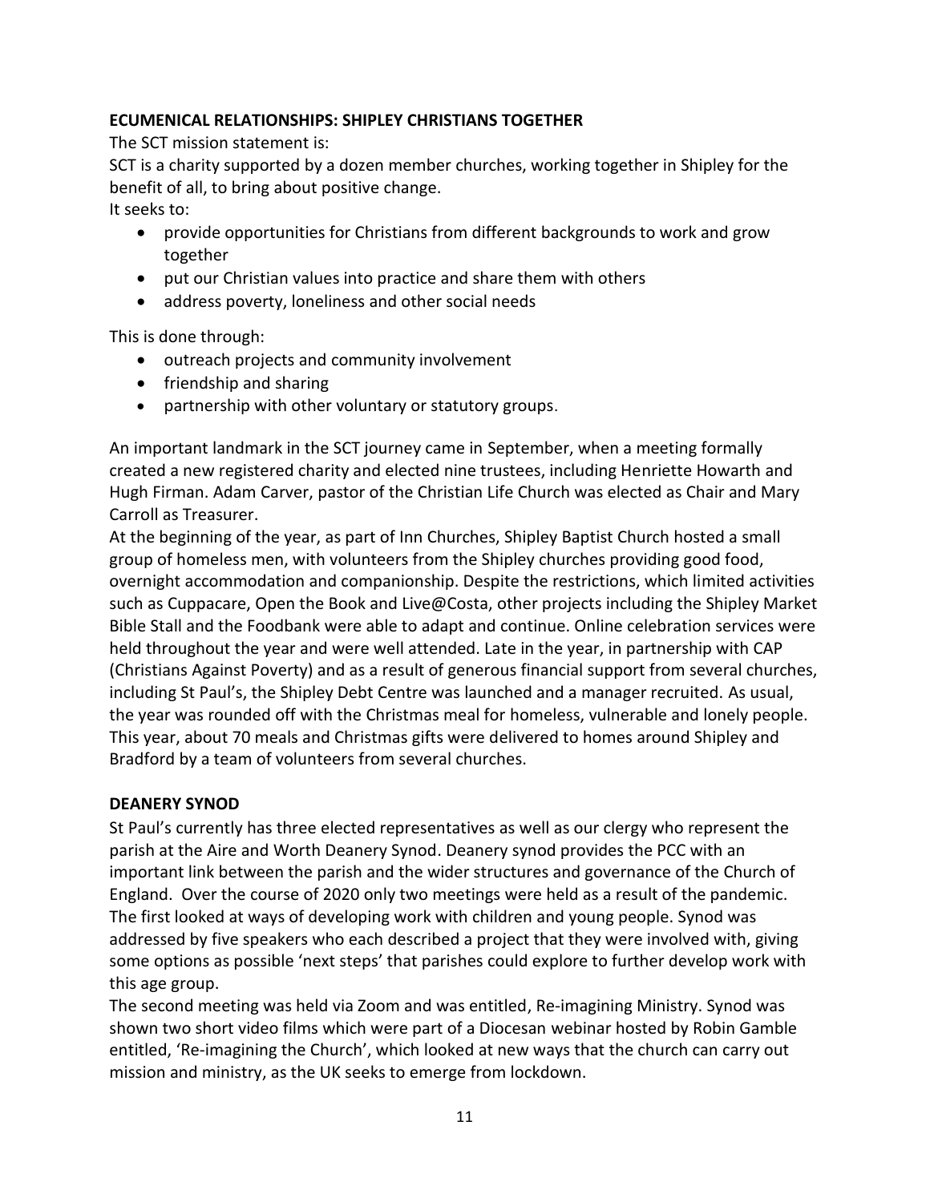**ECUMENICAL RELATIONSHIPS: SHIPLEY CHRISTIANS TOGETHER**

The SCT mission statement is:

SCT is a charity supported by a dozen member churches, working together in Shipley for the benefit of all, to bring about positive change.

It seeks to:

- provide opportunities for Christians from different backgrounds to work and grow together
- put our Christian values into practice and share them with others
- address poverty, loneliness and other social needs

This is done through:

- outreach projects and community involvement
- friendship and sharing
- partnership with other voluntary or statutory groups.

An important landmark in the SCT journey came in September, when a meeting formally created a new registered charity and elected nine trustees, including Henriette Howarth and Hugh Firman. Adam Carver, pastor of the Christian Life Church was elected as Chair and Mary Carroll as Treasurer.

At the beginning of the year, as part of Inn Churches, Shipley Baptist Church hosted a small group of homeless men, with volunteers from the Shipley churches providing good food, overnight accommodation and companionship. Despite the restrictions, which limited activities such as Cuppacare, Open the Book and Live@Costa, other projects including the Shipley Market Bible Stall and the Foodbank were able to adapt and continue. Online celebration services were held throughout the year and were well attended. Late in the year, in partnership with CAP (Christians Against Poverty) and as a result of generous financial support from several churches, including St Paul's, the Shipley Debt Centre was launched and a manager recruited. As usual, the year was rounded off with the Christmas meal for homeless, vulnerable and lonely people. This year, about 70 meals and Christmas gifts were delivered to homes around Shipley and Bradford by a team of volunteers from several churches.

**DEANERY SYNOD**

St Paul's currently has three elected representatives as well as our clergy who represent the parish at the Aire and Worth Deanery Synod. Deanery synod provides the PCC with an important link between the parish and the wider structures and governance of the Church of England. Over the course of 2020 only two meetings were held as a result of the pandemic. The first looked at ways of developing work with children and young people. Synod was addressed by five speakers who each described a project that they were involved with, giving some options as possible 'next steps' that parishes could explore to further develop work with this age group.

The second meeting was held via Zoom and was entitled, Re-imagining Ministry. Synod was shown two short video films which were part of a Diocesan webinar hosted by Robin Gamble entitled, 'Re-imagining the Church', which looked at new ways that the church can carry out mission and ministry, as the UK seeks to emerge from lockdown.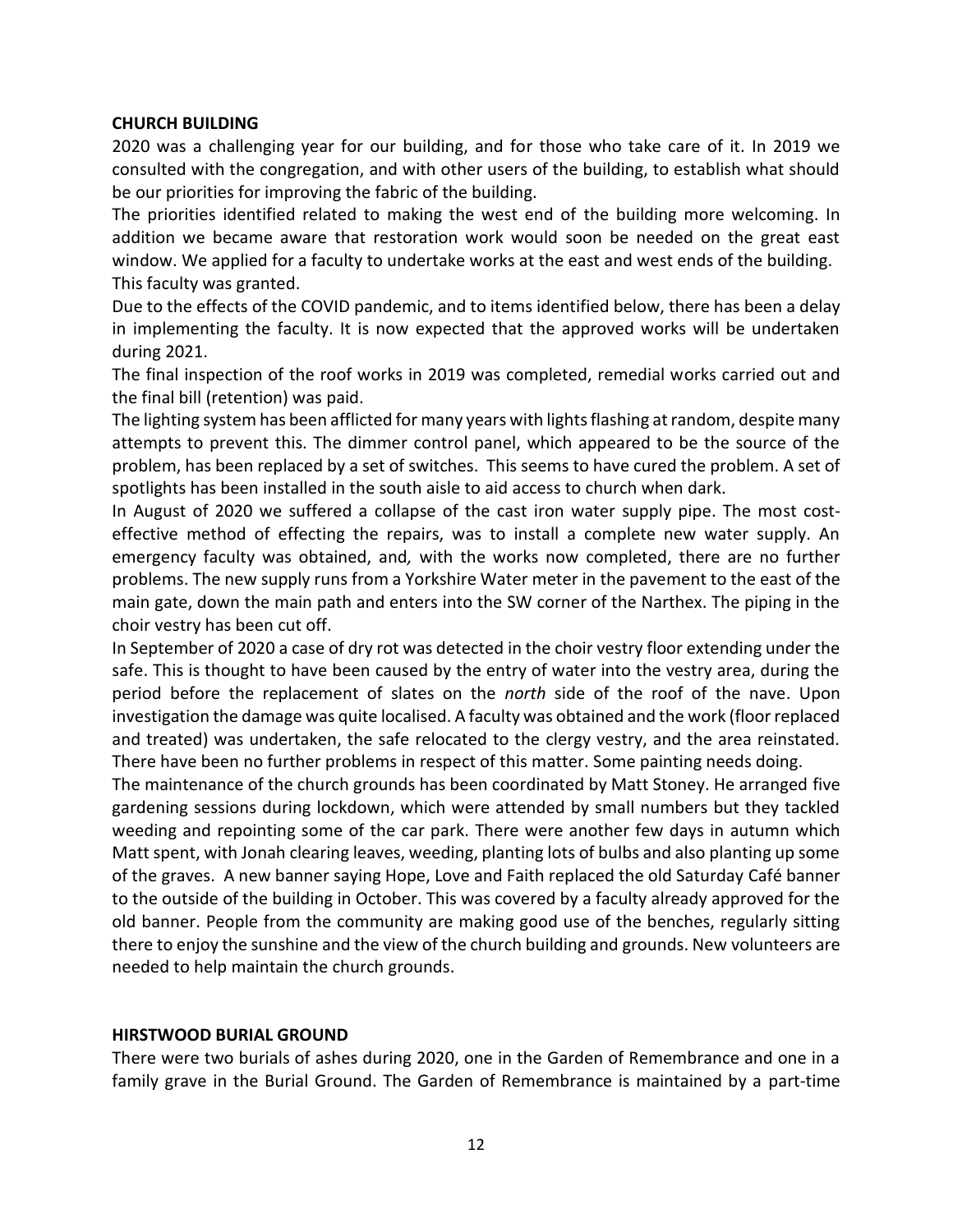**CHURCH BUILDING**

2020 was a challenging year for our building, and for those who take care of it. In 2019 we consulted with the congregation, and with other users of the building, to establish what should be our priorities for improving the fabric of the building.

The priorities identified related to making the west end of the building more welcoming. In addition we became aware that restoration work would soon be needed on the great east window. We applied for a faculty to undertake works at the east and west ends of the building. This faculty was granted.

Due to the effects of the COVID pandemic, and to items identified below, there has been a delay in implementing the faculty. It is now expected that the approved works will be undertaken during 2021.

The final inspection of the roof works in 2019 was completed, remedial works carried out and the final bill (retention) was paid.

The lighting system has been afflicted for many years with lights flashing at random, despite many attempts to prevent this. The dimmer control panel, which appeared to be the source of the problem, has been replaced by a set of switches. This seems to have cured the problem. A set of spotlights has been installed in the south aisle to aid access to church when dark.

In August of 2020 we suffered a collapse of the cast iron water supply pipe. The most cost-effective method of effecting the repairs, was to install a complete new water supply. An emergency faculty was obtained, and*,* with the works now completed, there are no further problems. The new supply runs from a Yorkshire Water meter in the pavement to the east of the main gate, down the main path and enters into the SW corner of the Narthex. The piping in the choir vestry has been cut off.

In September of 2020 a case of dry rot was detected in the choir vestry floor extending under the safe. This is thought to have been caused by the entry of water into the vestry area, during the period before the replacement of slates on the *north* side of the roof of the nave. Upon investigation the damage was quite localised. A faculty was obtained and the work (floor replaced and treated) was undertaken, the safe relocated to the clergy vestry, and the area reinstated. There have been no further problems in respect of this matter. Some painting needs doing.

The maintenance of the church grounds has been coordinated by Matt Stoney. He arranged five gardening sessions during lockdown, which were attended by small numbers but they tackled weeding and repointing some of the car park. There were another few days in autumn which Matt spent, with Jonah clearing leaves, weeding, planting lots of bulbs and also planting up some of the graves. A new banner saying Hope, Love and Faith replaced the old Saturday Café banner to the outside of the building in October. This was covered by a faculty already approved for the old banner. People from the community are making good use of the benches, regularly sitting there to enjoy the sunshine and the view of the church building and grounds. New volunteers are needed to help maintain the church grounds.

**HIRSTWOOD BURIAL GROUND**

There were two burials of ashes during 2020, one in the Garden of Remembrance and one in a family grave in the Burial Ground. The Garden of Remembrance is maintained by a part-time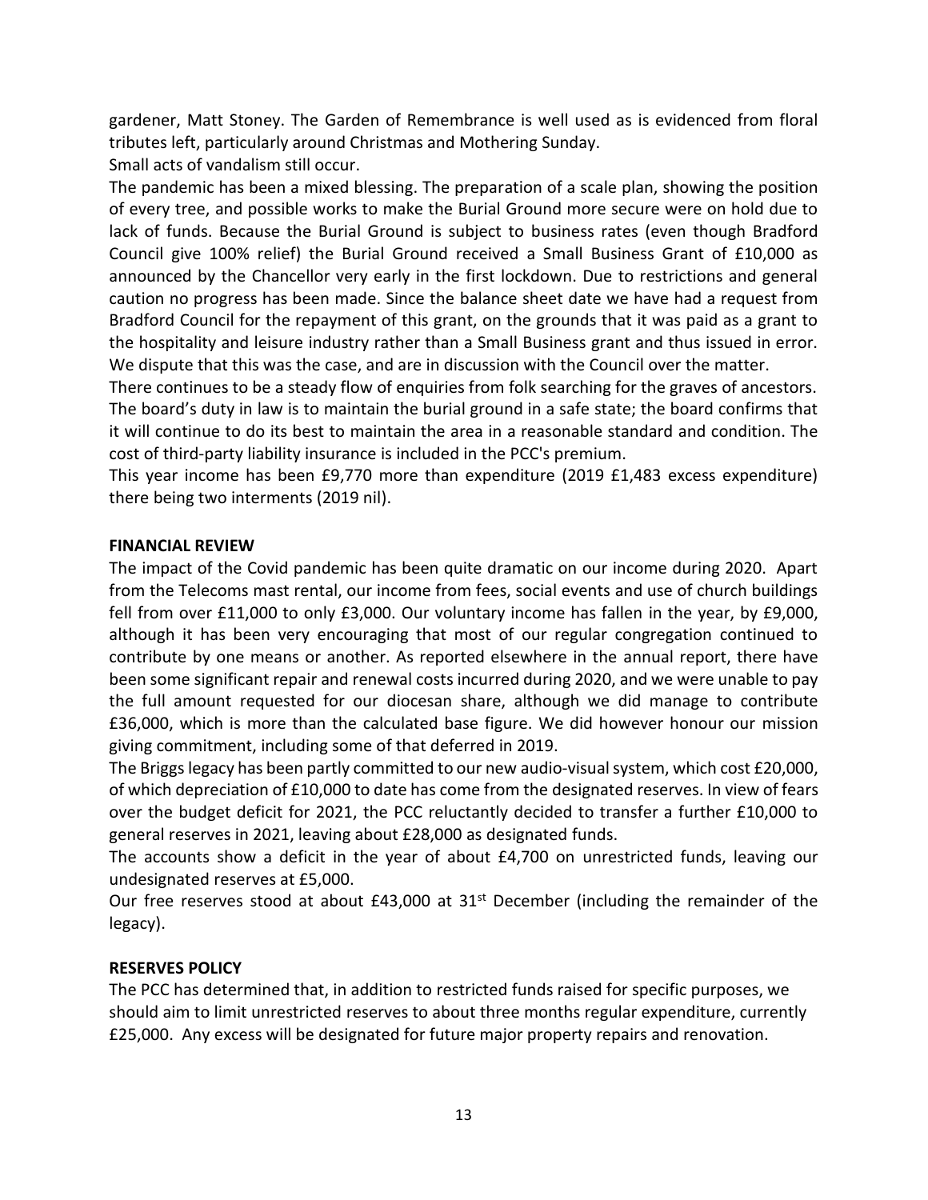gardener, Matt Stoney. The Garden of Remembrance is well used as is evidenced from floral tributes left, particularly around Christmas and Mothering Sunday.

Small acts of vandalism still occur.

The pandemic has been a mixed blessing. The preparation of a scale plan, showing the position of every tree, and possible works to make the Burial Ground more secure were on hold due to lack of funds. Because the Burial Ground is subject to business rates (even though Bradford Council give 100% relief) the Burial Ground received a Small Business Grant of £10,000 as announced by the Chancellor very early in the first lockdown. Due to restrictions and general caution no progress has been made. Since the balance sheet date we have had a request from Bradford Council for the repayment of this grant, on the grounds that it was paid as a grant to the hospitality and leisure industry rather than a Small Business grant and thus issued in error. We dispute that this was the case, and are in discussion with the Council over the matter.

There continues to be a steady flow of enquiries from folk searching for the graves of ancestors. The board's duty in law is to maintain the burial ground in a safe state; the board confirms that it will continue to do its best to maintain the area in a reasonable standard and condition. The cost of third-party liability insurance is included in the PCC's premium.

This year income has been £9,770 more than expenditure (2019 £1,483 excess expenditure) there being two interments (2019 nil).

## FINANCIAL REVIEW

The impact of the Covid pandemic has been quite dramatic on our income during 2020. Apart from the Telecoms mast rental, our income from fees, social events and use of church buildings fell from over £11,000 to only £3,000. Our voluntary income has fallen in the year, by £9,000, although it has been very encouraging that most of our regular congregation continued to contribute by one means or another. As reported elsewhere in the annual report, there have been some significant repair and renewal costs incurred during 2020, and we were unable to pay the full amount requested for our diocesan share, although we did manage to contribute £36,000, which is more than the calculated base figure. We did however honour our mission giving commitment, including some of that deferred in 2019.

The Briggs legacy has been partly committed to our new audio-visual system, which cost £20,000, of which depreciation of £10,000 to date has come from the designated reserves. In view of fears over the budget deficit for 2021, the PCC reluctantly decided to transfer a further £10,000 to general reserves in 2021, leaving about £28,000 as designated funds.

The accounts show a deficit in the year of about £4,700 on unrestricted funds, leaving our undesignated reserves at £5,000.

Our free reserves stood at about £43,000 at 31st December (including the remainder of the legacy).

## RESERVES POLICY

The PCC has determined that, in addition to restricted funds raised for specific purposes, we should aim to limit unrestricted reserves to about three months regular expenditure, currently £25,000. Any excess will be designated for future major property repairs and renovation.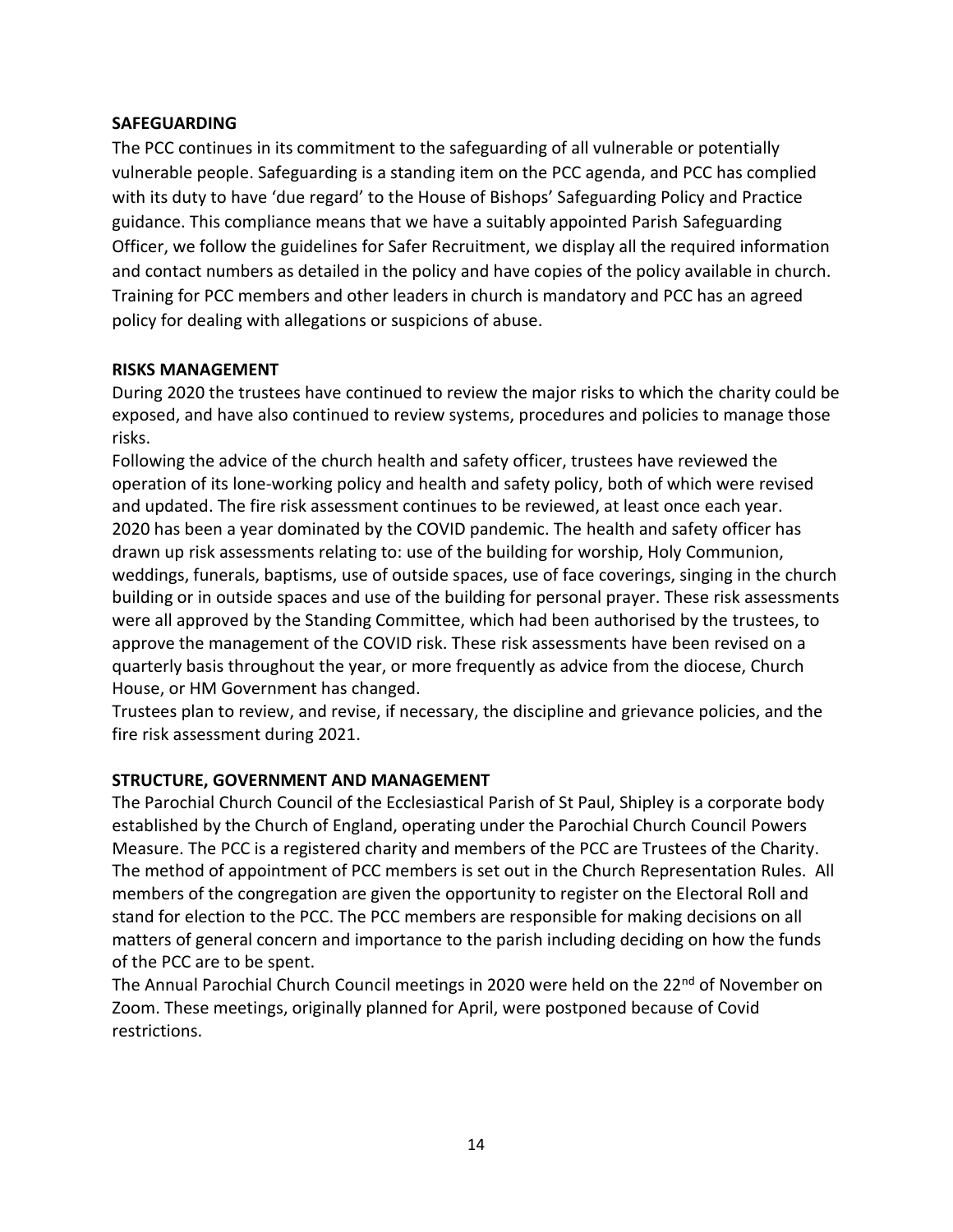**SAFEGUARDING**

The PCC continues in its commitment to the safeguarding of all vulnerable or potentially vulnerable people. Safeguarding is a standing item on the PCC agenda, and PCC has complied with its duty to have 'due regard' to the House of Bishops' Safeguarding Policy and Practice guidance. This compliance means that we have a suitably appointed Parish Safeguarding Officer, we follow the guidelines for Safer Recruitment, we display all the required information and contact numbers as detailed in the policy and have copies of the policy available in church. Training for PCC members and other leaders in church is mandatory and PCC has an agreed policy for dealing with allegations or suspicions of abuse.

**RISKS MANAGEMENT**

During 2020 the trustees have continued to review the major risks to which the charity could be exposed, and have also continued to review systems, procedures and policies to manage those risks.

Following the advice of the church health and safety officer, trustees have reviewed the operation of its lone-working policy and health and safety policy, both of which were revised and updated. The fire risk assessment continues to be reviewed, at least once each year.

2020 has been a year dominated by the COVID pandemic. The health and safety officer has drawn up risk assessments relating to: use of the building for worship, Holy Communion, weddings, funerals, baptisms, use of outside spaces, use of face coverings, singing in the church building or in outside spaces and use of the building for personal prayer. These risk assessments were all approved by the Standing Committee, which had been authorised by the trustees, to approve the management of the COVID risk. These risk assessments have been revised on a quarterly basis throughout the year, or more frequently as advice from the diocese, Church House, or HM Government has changed.

Trustees plan to review, and revise, if necessary, the discipline and grievance policies, and the fire risk assessment during 2021.

**STRUCTURE, GOVERNMENT AND MANAGEMENT**

The Parochial Church Council of the Ecclesiastical Parish of St Paul, Shipley is a corporate body established by the Church of England, operating under the Parochial Church Council Powers Measure. The PCC is a registered charity and members of the PCC are Trustees of the Charity. The method of appointment of PCC members is set out in the Church Representation Rules. All members of the congregation are given the opportunity to register on the Electoral Roll and stand for election to the PCC. The PCC members are responsible for making decisions on all matters of general concern and importance to the parish including deciding on how the funds of the PCC are to be spent.

The Annual Parochial Church Council meetings in 2020 were held on the 22nd of November on Zoom. These meetings, originally planned for April, were postponed because of Covid restrictions.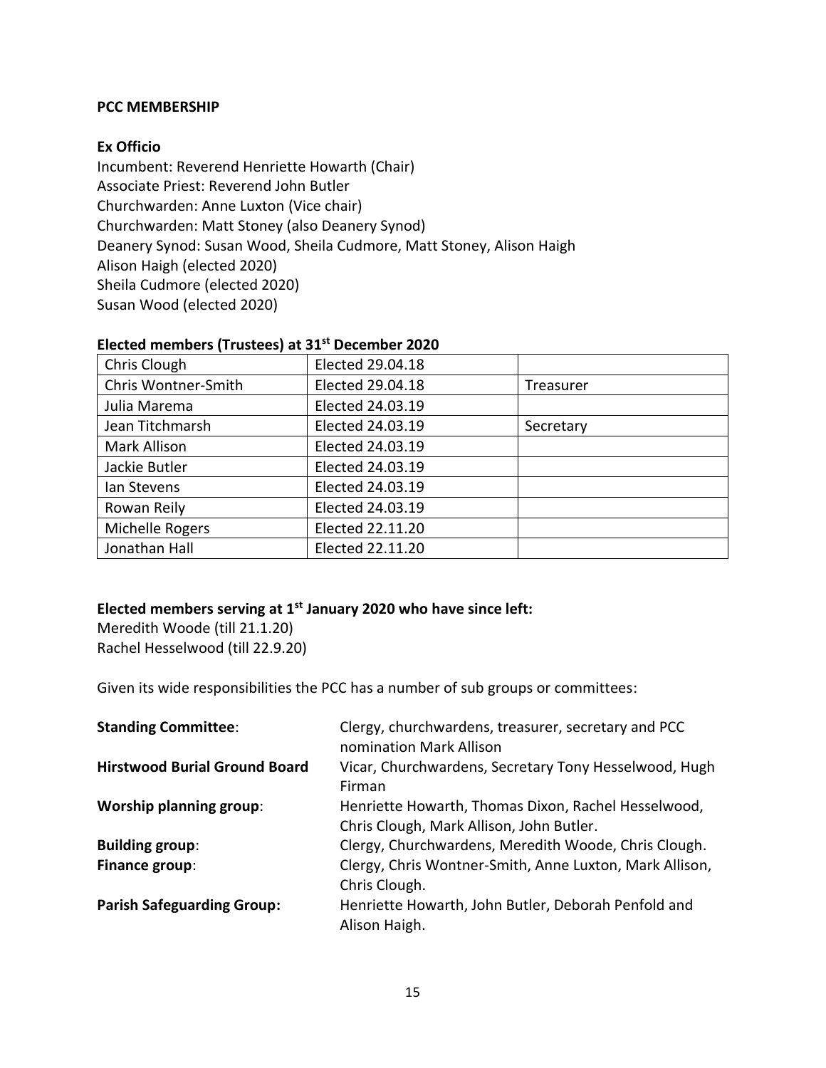**PCC MEMBERSHIP**

**Ex Officio**

Incumbent: Reverend Henriette Howarth (Chair)
Associate Priest: Reverend John Butler
Churchwarden: Anne Luxton (Vice chair)
Churchwarden: Matt Stoney (also Deanery Synod)
Deanery Synod: Susan Wood, Sheila Cudmore, Matt Stoney, Alison Haigh
Alison Haigh (elected 2020)
Sheila Cudmore (elected 2020)
Susan Wood (elected 2020)

**Elected members (Trustees) at 31st December 2020**

| | | |
|---|---|---|
| Chris Clough | Elected 29.04.18 | |
| Chris Wontner-Smith | Elected 29.04.18 | Treasurer |
| Julia Marema | Elected 24.03.19 | |
| Jean Titchmarsh | Elected 24.03.19 | Secretary |
| Mark Allison | Elected 24.03.19 | |
| Jackie Butler | Elected 24.03.19 | |
| Ian Stevens | Elected 24.03.19 | |
| Rowan Reily | Elected 24.03.19 | |
| Michelle Rogers | Elected 22.11.20 | |
| Jonathan Hall | Elected 22.11.20 | |

**Elected members serving at 1st January 2020 who have since left:**

Meredith Woode (till 21.1.20)
Rachel Hesselwood (till 22.9.20)

Given its wide responsibilities the PCC has a number of sub groups or committees:

**Standing Committee**: Clergy, churchwardens, treasurer, secretary and PCC nomination Mark Allison

**Hirstwood Burial Ground Board** Vicar, Churchwardens, Secretary Tony Hesselwood, Hugh Firman

**Worship planning group**: Henriette Howarth, Thomas Dixon, Rachel Hesselwood, Chris Clough, Mark Allison, John Butler.

**Building group**: Clergy, Churchwardens, Meredith Woode, Chris Clough.

**Finance group**: Clergy, Chris Wontner-Smith, Anne Luxton, Mark Allison, Chris Clough.

**Parish Safeguarding Group:** Henriette Howarth, John Butler, Deborah Penfold and Alison Haigh.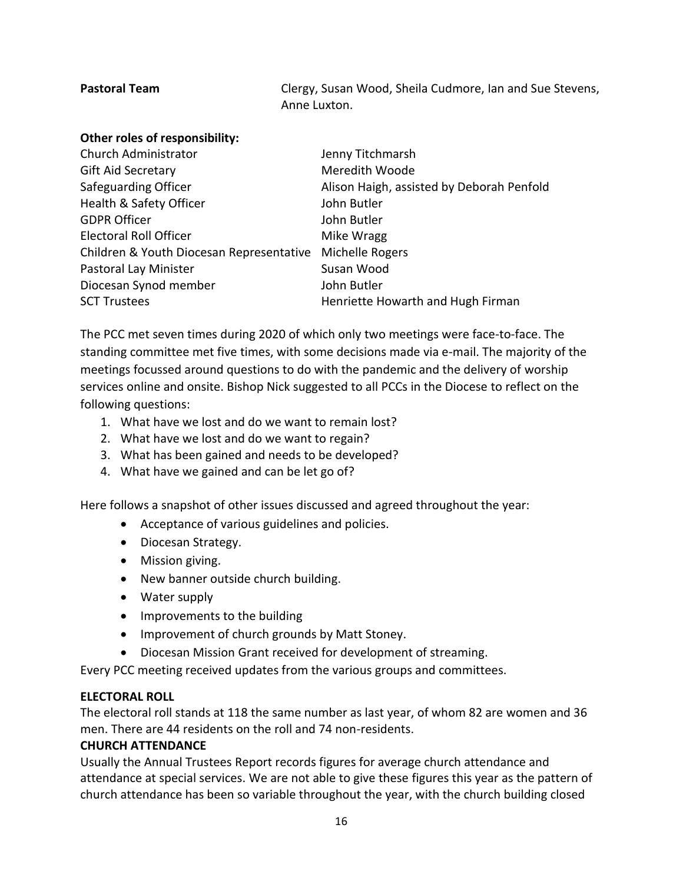**Pastoral Team** Clergy, Susan Wood, Sheila Cudmore, Ian and Sue Stevens, Anne Luxton.

**Other roles of responsibility:**

| | |
|---|---|
| Church Administrator | Jenny Titchmarsh |
| Gift Aid Secretary | Meredith Woode |
| Safeguarding Officer | Alison Haigh, assisted by Deborah Penfold |
| Health & Safety Officer | John Butler |
| GDPR Officer | John Butler |
| Electoral Roll Officer | Mike Wragg |
| Children & Youth Diocesan Representative | Michelle Rogers |
| Pastoral Lay Minister | Susan Wood |
| Diocesan Synod member | John Butler |
| SCT Trustees | Henriette Howarth and Hugh Firman |

The PCC met seven times during 2020 of which only two meetings were face-to-face. The standing committee met five times, with some decisions made via e-mail. The majority of the meetings focussed around questions to do with the pandemic and the delivery of worship services online and onsite. Bishop Nick suggested to all PCCs in the Diocese to reflect on the following questions:

1. What have we lost and do we want to remain lost?
2. What have we lost and do we want to regain?
3. What has been gained and needs to be developed?
4. What have we gained and can be let go of?

Here follows a snapshot of other issues discussed and agreed throughout the year:

- Acceptance of various guidelines and policies.
- Diocesan Strategy.
- Mission giving.
- New banner outside church building.
- Water supply
- Improvements to the building
- Improvement of church grounds by Matt Stoney.
- Diocesan Mission Grant received for development of streaming.

Every PCC meeting received updates from the various groups and committees.

**ELECTORAL ROLL**

The electoral roll stands at 118 the same number as last year, of whom 82 are women and 36 men. There are 44 residents on the roll and 74 non-residents.

**CHURCH ATTENDANCE**

Usually the Annual Trustees Report records figures for average church attendance and attendance at special services. We are not able to give these figures this year as the pattern of church attendance has been so variable throughout the year, with the church building closed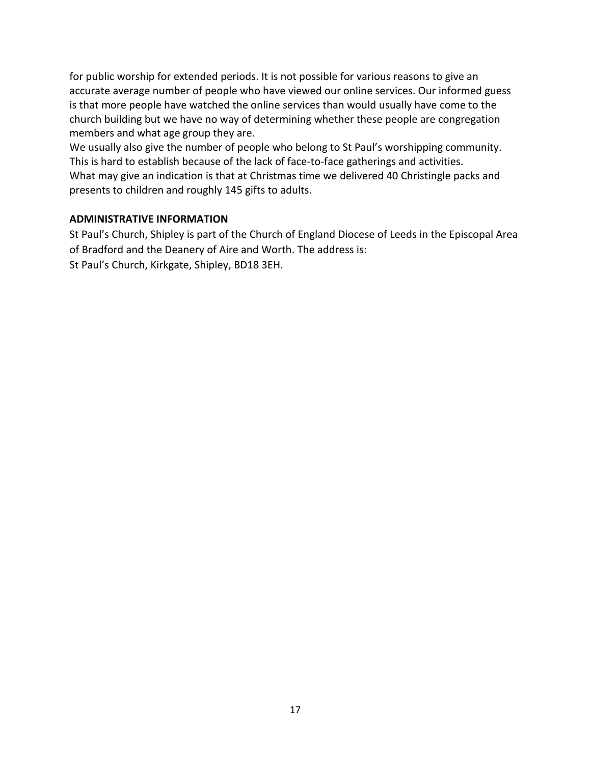for public worship for extended periods. It is not possible for various reasons to give an accurate average number of people who have viewed our online services. Our informed guess is that more people have watched the online services than would usually have come to the church building but we have no way of determining whether these people are congregation members and what age group they are.

We usually also give the number of people who belong to St Paul's worshipping community. This is hard to establish because of the lack of face-to-face gatherings and activities.

What may give an indication is that at Christmas time we delivered 40 Christingle packs and presents to children and roughly 145 gifts to adults.

**ADMINISTRATIVE INFORMATION**

St Paul's Church, Shipley is part of the Church of England Diocese of Leeds in the Episcopal Area of Bradford and the Deanery of Aire and Worth. The address is:

St Paul's Church, Kirkgate, Shipley, BD18 3EH.